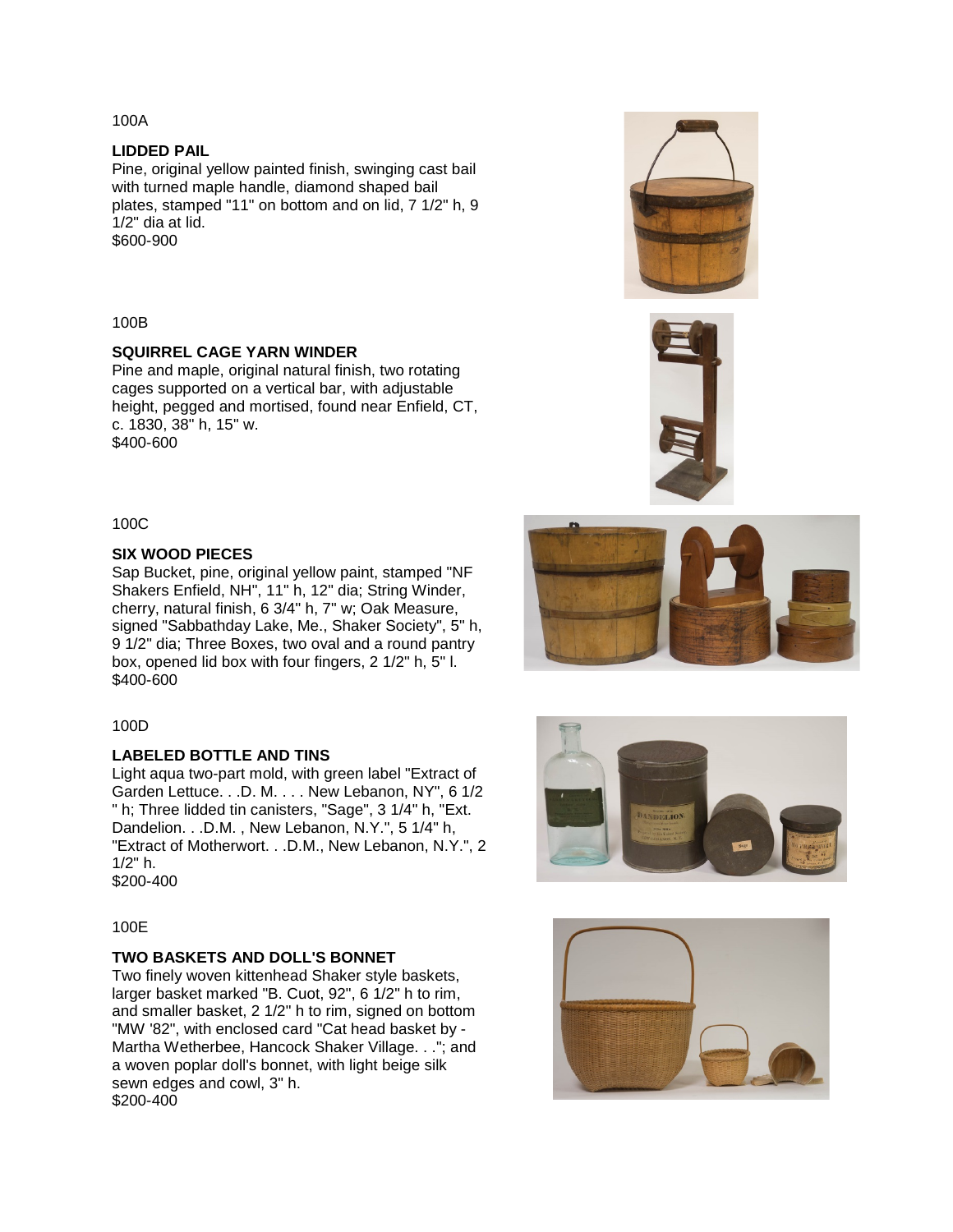100A

**LIDDED PAIL**

Pine, original yellow painted finish, swinging cast bail with turned maple handle, diamond shaped bail plates, stamped "11" on bottom and on lid, 7 1/2" h, 9 1/2" dia at lid.

$600-900

100B

**SQUIRREL CAGE YARN WINDER**

Pine and maple, original natural finish, two rotating cages supported on a vertical bar, with adjustable height, pegged and mortised, found near Enfield, CT, c. 1830, 38" h, 15" w.

$400-600

100C

**SIX WOOD PIECES**

Sap Bucket, pine, original yellow paint, stamped "NF Shakers Enfield, NH", 11" h, 12" dia; String Winder, cherry, natural finish, 6 3/4" h, 7" w; Oak Measure, signed "Sabbathday Lake, Me., Shaker Society", 5" h, 9 1/2" dia; Three Boxes, two oval and a round pantry box, opened lid box with four fingers, 2 1/2" h, 5" l.

$400-600

100D

**LABELED BOTTLE AND TINS**

Light aqua two-part mold, with green label "Extract of Garden Lettuce. . .D. M. . . . New Lebanon, NY", 6 1/2 " h; Three lidded tin canisters, "Sage", 3 1/4" h, "Ext. Dandelion. . .D.M. , New Lebanon, N.Y.", 5 1/4" h, "Extract of Motherwort. . .D.M., New Lebanon, N.Y.", 2 1/2" h.

$200-400

100E

**TWO BASKETS AND DOLL'S BONNET**

Two finely woven kittenhead Shaker style baskets, larger basket marked "B. Cuot, 92", 6 1/2" h to rim, and smaller basket, 2 1/2" h to rim, signed on bottom "MW '82", with enclosed card "Cat head basket by - Martha Wetherbee, Hancock Shaker Village. . ."; and a woven poplar doll's bonnet, with light beige silk sewn edges and cowl, 3" h.

$200-400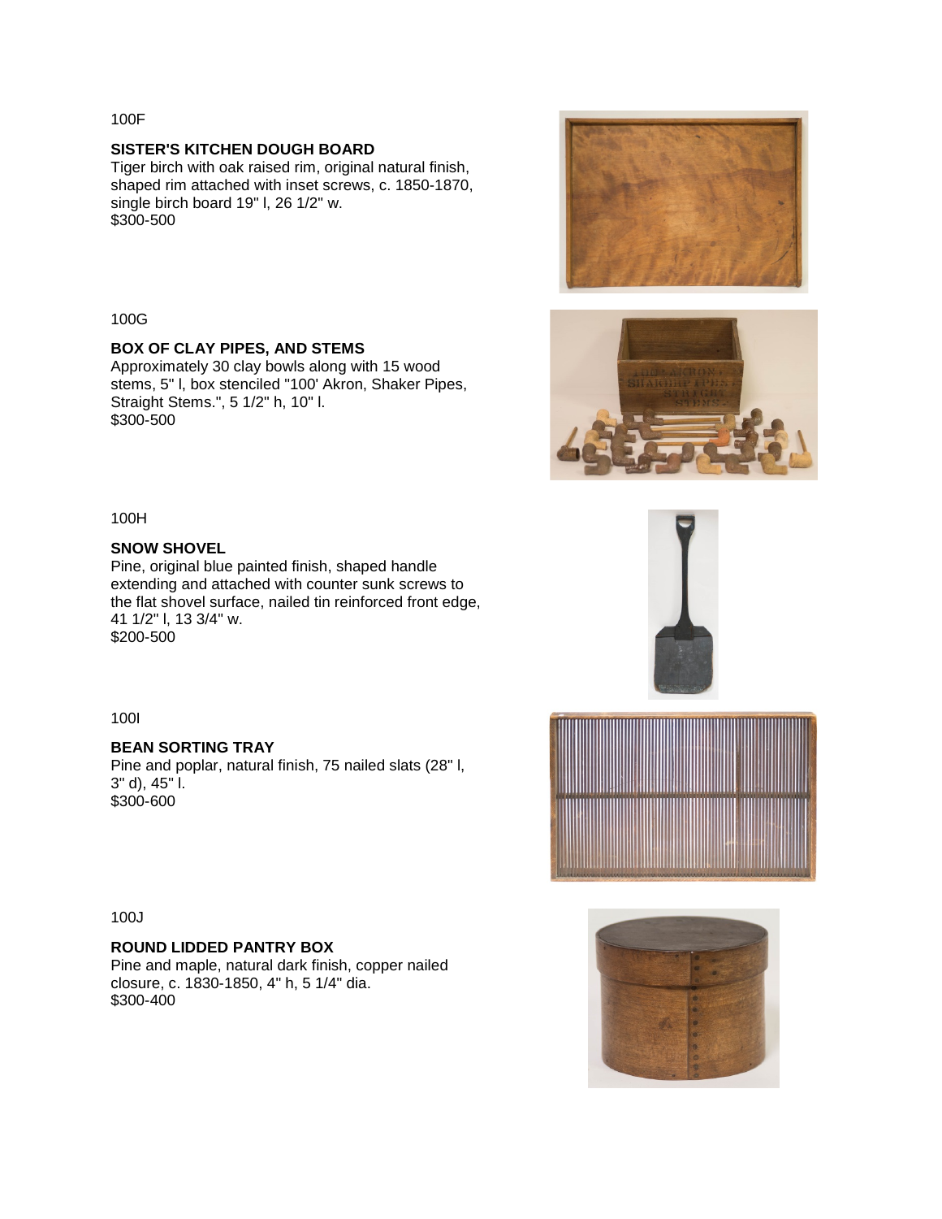100F

**SISTER'S KITCHEN DOUGH BOARD**
Tiger birch with oak raised rim, original natural finish, shaped rim attached with inset screws, c. 1850-1870, single birch board 19" l, 26 1/2" w.
$300-500

100G

**BOX OF CLAY PIPES, AND STEMS**
Approximately 30 clay bowls along with 15 wood stems, 5" l, box stenciled "100' Akron, Shaker Pipes, Straight Stems.", 5 1/2" h, 10" l.
$300-500

100H

**SNOW SHOVEL**
Pine, original blue painted finish, shaped handle extending and attached with counter sunk screws to the flat shovel surface, nailed tin reinforced front edge, 41 1/2" l, 13 3/4" w.
$200-500

100I

**BEAN SORTING TRAY**
Pine and poplar, natural finish, 75 nailed slats (28" l, 3" d), 45" l.
$300-600

100J

**ROUND LIDDED PANTRY BOX**
Pine and maple, natural dark finish, copper nailed closure, c. 1830-1850, 4" h, 5 1/4" dia.
$300-400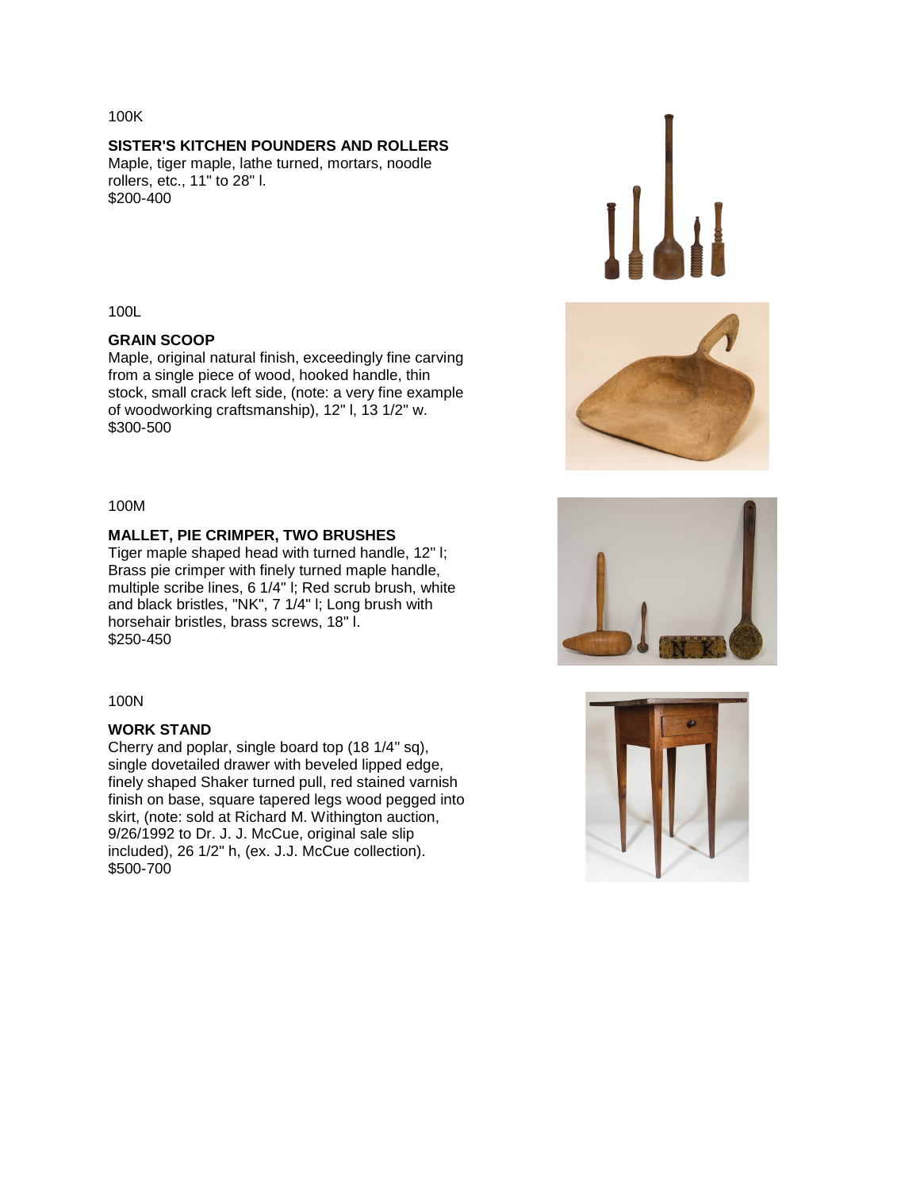100K

**SISTER'S KITCHEN POUNDERS AND ROLLERS**
Maple, tiger maple, lathe turned, mortars, noodle rollers, etc., 11" to 28" l.
$200-400

100L

**GRAIN SCOOP**
Maple, original natural finish, exceedingly fine carving from a single piece of wood, hooked handle, thin stock, small crack left side, (note: a very fine example of woodworking craftsmanship), 12" l, 13 1/2" w.
$300-500

100M

**MALLET, PIE CRIMPER, TWO BRUSHES**
Tiger maple shaped head with turned handle, 12" l; Brass pie crimper with finely turned maple handle, multiple scribe lines, 6 1/4" l; Red scrub brush, white and black bristles, "NK", 7 1/4" l; Long brush with horsehair bristles, brass screws, 18" l.
$250-450

100N

**WORK STAND**
Cherry and poplar, single board top (18 1/4" sq), single dovetailed drawer with beveled lipped edge, finely shaped Shaker turned pull, red stained varnish finish on base, square tapered legs wood pegged into skirt, (note: sold at Richard M. Withington auction, 9/26/1992 to Dr. J. J. McCue, original sale slip included), 26 1/2" h, (ex. J.J. McCue collection).
$500-700